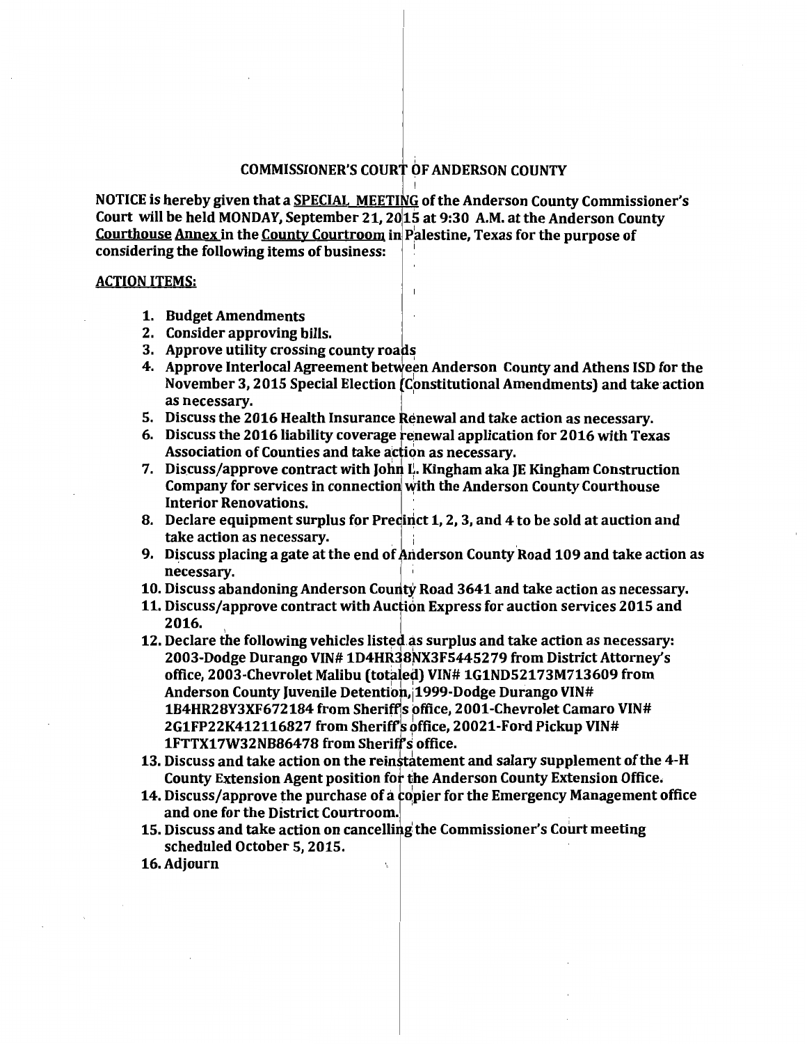# COMMISSIONER'S COURT OF ANDERSON COUNTY

**NOTICE is hereby given that a SPECIAL MEETING of the Anderson County Commissioner's Court will be held MONDAY, September 21, 2015 at 9:30 A.M. at the Anderson County Courthouse Annex in the County Courtroom in Palestine, Texas for the purpose of considering the following items of business:**

**ACTION ITEMS:**

1. **Budget Amendments**
2. **Consider approving bills.**
3. **Approve utility crossing county roads**
4. **Approve Interlocal Agreement between Anderson County and Athens ISD for the November 3, 2015 Special Election (Constitutional Amendments) and take action as necessary.**
5. **Discuss the 2016 Health Insurance Renewal and take action as necessary.**
6. **Discuss the 2016 liability coverage renewal application for 2016 with Texas Association of Counties and take action as necessary.**
7. **Discuss/approve contract with John L. Kingham aka JE Kingham Construction Company for services in connection with the Anderson County Courthouse Interior Renovations.**
8. **Declare equipment surplus for Precinct 1, 2, 3, and 4 to be sold at auction and take action as necessary.**
9. **Discuss placing a gate at the end of Anderson County Road 109 and take action as necessary.**
10. **Discuss abandoning Anderson County Road 3641 and take action as necessary.**
11. **Discuss/approve contract with Auction Express for auction services 2015 and 2016.**
12. **Declare the following vehicles listed as surplus and take action as necessary: 2003-Dodge Durango VIN# 1D4HR38NX3F5445279 from District Attorney's office, 2003-Chevrolet Malibu (totaled) VIN# 1G1ND52173M713609 from Anderson County Juvenile Detention, 1999-Dodge Durango VIN# 1B4HR28Y3XF672184 from Sheriff's office, 2001-Chevrolet Camaro VIN# 2G1FP22K412116827 from Sheriff's office, 20021-Ford Pickup VIN# 1FTTX17W32NB86478 from Sheriff's office.**
13. **Discuss and take action on the reinstatement and salary supplement of the 4-H County Extension Agent position for the Anderson County Extension Office.**
14. **Discuss/approve the purchase of a copier for the Emergency Management office and one for the District Courtroom.**
15. **Discuss and take action on cancelling the Commissioner's Court meeting scheduled October 5, 2015.**
16. **Adjourn**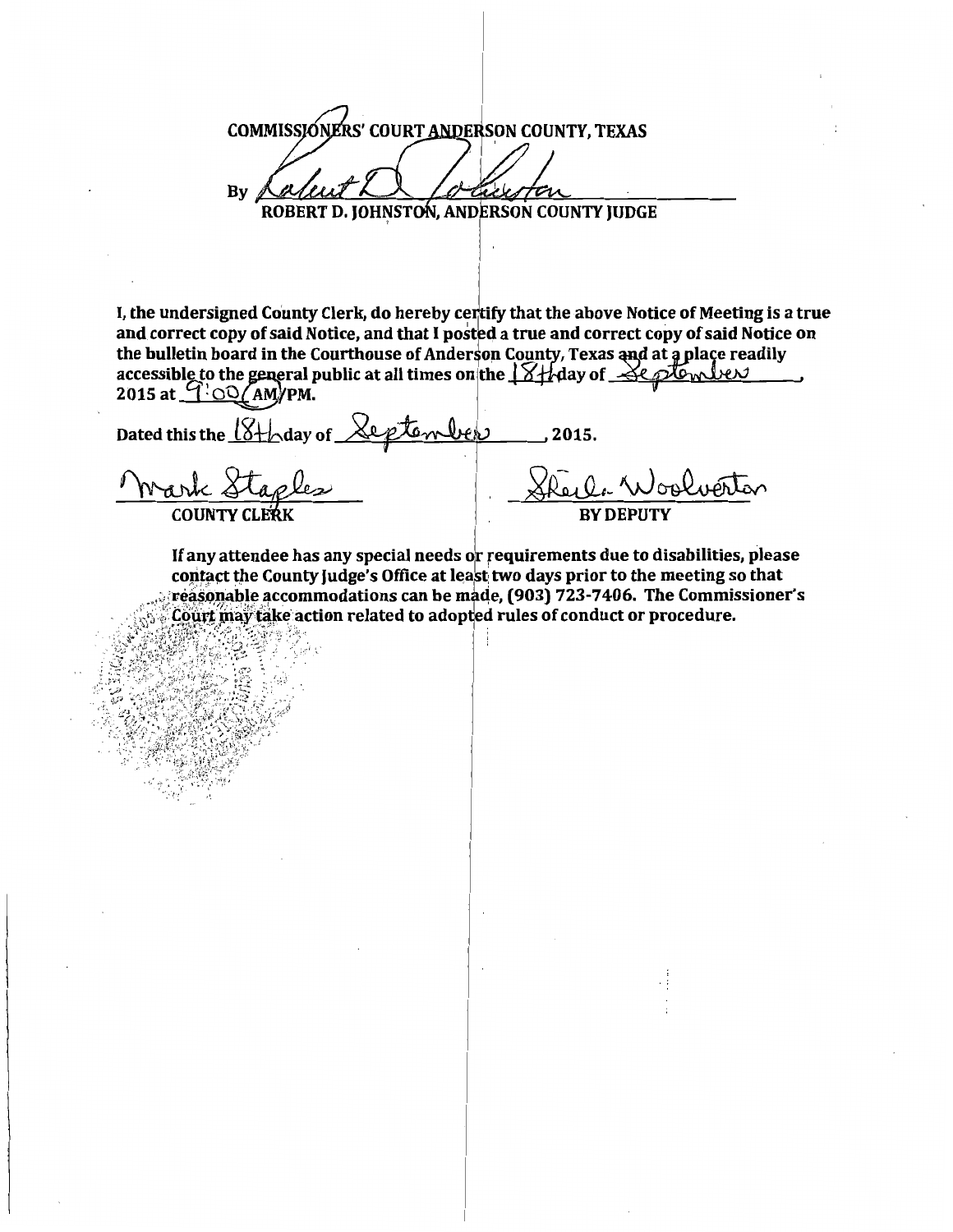COMMISSIONERS' COURT ANDERSON COUNTY, TEXAS

By Robert D. Johnston

ROBERT D. JOHNSTON, ANDERSON COUNTY JUDGE

I, the undersigned County Clerk, do hereby certify that the above Notice of Meeting is a true and correct copy of said Notice, and that I posted a true and correct copy of said Notice on the bulletin board in the Courthouse of Anderson County, Texas and at a place readily accessible to the general public at all times on the 18th day of September, 2015 at 9:00 AM/PM.

Dated this the 18th day of September, 2015.

Mark Staples — COUNTY CLERK

Sheila Woolverton — BY DEPUTY

If any attendee has any special needs or requirements due to disabilities, please contact the County Judge's Office at least two days prior to the meeting so that reasonable accommodations can be made, (903) 723-7406. The Commissioner's Court may take action related to adopted rules of conduct or procedure.